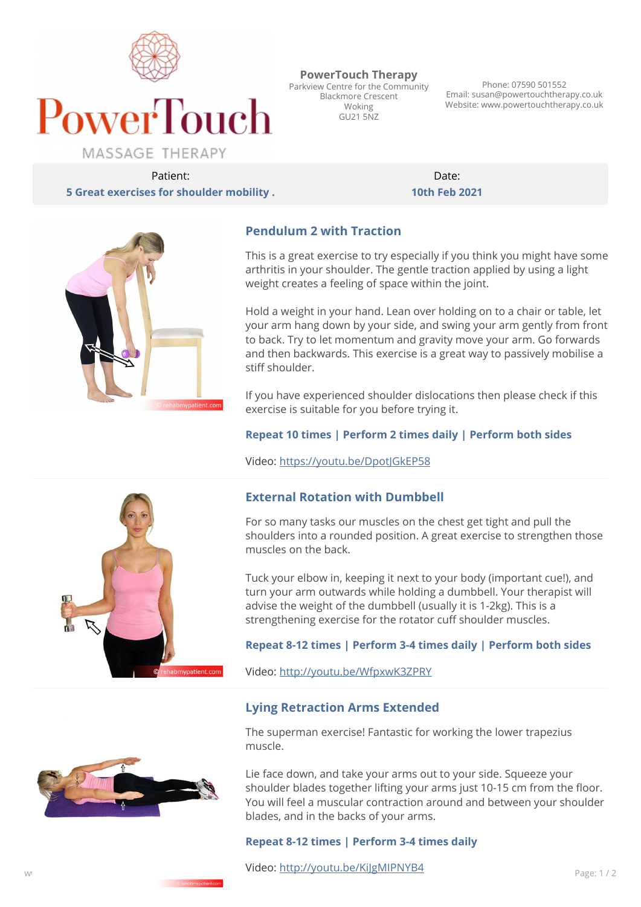PowerTouch
MASSAGE THERAPY

**PowerTouch Therapy**
Parkview Centre for the Community
Blackmore Crescent
Woking
GU21 5NZ

Phone: 07590 501552
Email: susan@powertouchtherapy.co.uk
Website: www.powertouchtherapy.co.uk

| Patient: | Date: |
| --- | --- |
| **5 Great exercises for shoulder mobility .** | **10th Feb 2021** |

## Pendulum 2 with Traction

This is a great exercise to try especially if you think you might have some arthritis in your shoulder. The gentle traction applied by using a light weight creates a feeling of space within the joint.

Hold a weight in your hand. Lean over holding on to a chair or table, let your arm hang down by your side, and swing your arm gently from front to back. Try to let momentum and gravity move your arm. Go forwards and then backwards. This exercise is a great way to passively mobilise a stiff shoulder.

If you have experienced shoulder dislocations then please check if this exercise is suitable for you before trying it.

**Repeat 10 times | Perform 2 times daily | Perform both sides**

Video: https://youtu.be/DpotJGkEP58

## External Rotation with Dumbbell

For so many tasks our muscles on the chest get tight and pull the shoulders into a rounded position. A great exercise to strengthen those muscles on the back.

Tuck your elbow in, keeping it next to your body (important cue!), and turn your arm outwards while holding a dumbbell. Your therapist will advise the weight of the dumbbell (usually it is 1-2kg). This is a strengthening exercise for the rotator cuff shoulder muscles.

**Repeat 8-12 times | Perform 3-4 times daily | Perform both sides**

Video: http://youtu.be/WfpxwK3ZPRY

## Lying Retraction Arms Extended

The superman exercise! Fantastic for working the lower trapezius muscle.

Lie face down, and take your arms out to your side. Squeeze your shoulder blades together lifting your arms just 10-15 cm from the floor. You will feel a muscular contraction around and between your shoulder blades, and in the backs of your arms.

**Repeat 8-12 times | Perform 3-4 times daily**

Video: http://youtu.be/KiJgMIPNYB4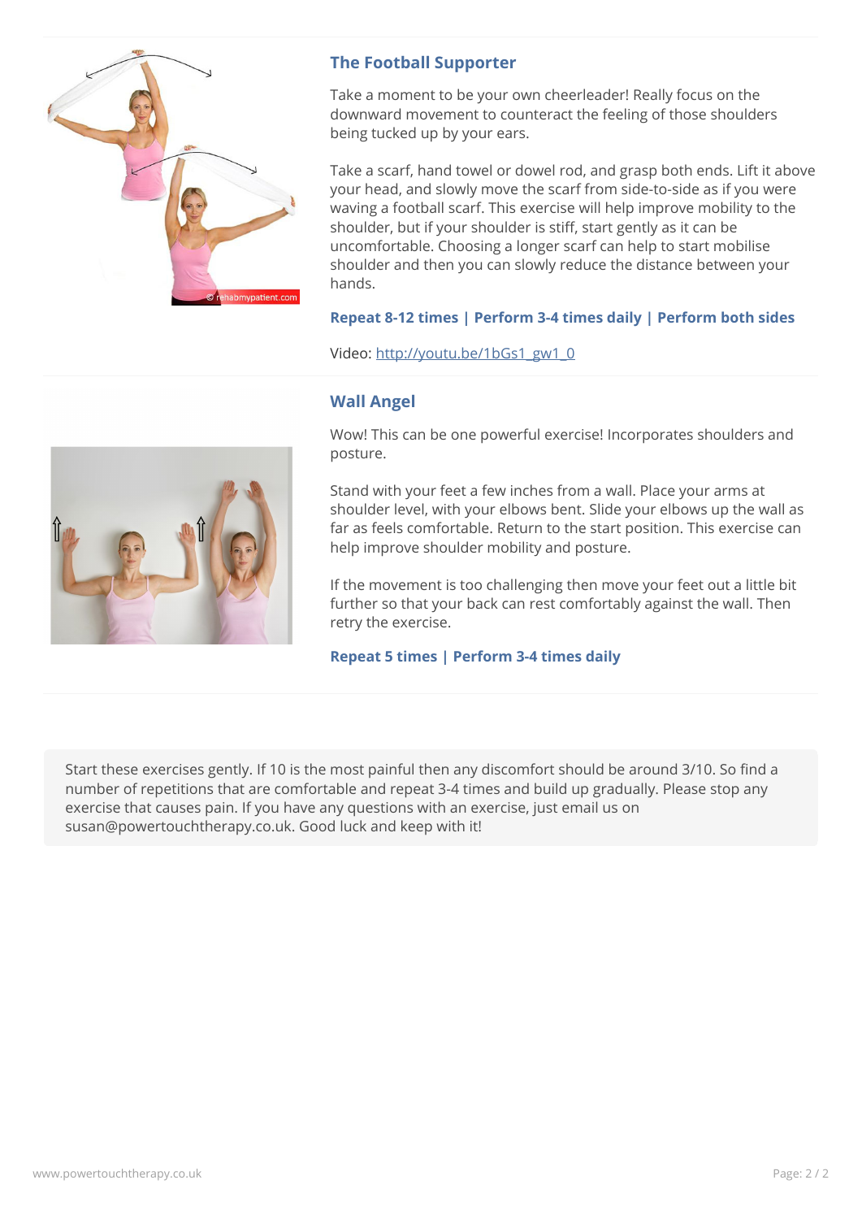## The Football Supporter

Take a moment to be your own cheerleader! Really focus on the downward movement to counteract the feeling of those shoulders being tucked up by your ears.

Take a scarf, hand towel or dowel rod, and grasp both ends. Lift it above your head, and slowly move the scarf from side-to-side as if you were waving a football scarf. This exercise will help improve mobility to the shoulder, but if your shoulder is stiff, start gently as it can be uncomfortable. Choosing a longer scarf can help to start mobilise shoulder and then you can slowly reduce the distance between your hands.

**Repeat 8-12 times | Perform 3-4 times daily | Perform both sides**

Video: [http://youtu.be/1bGs1_gw1_0](http://youtu.be/1bGs1_gw1_0)

## Wall Angel

Wow! This can be one powerful exercise! Incorporates shoulders and posture.

Stand with your feet a few inches from a wall. Place your arms at shoulder level, with your elbows bent. Slide your elbows up the wall as far as feels comfortable. Return to the start position. This exercise can help improve shoulder mobility and posture.

If the movement is too challenging then move your feet out a little bit further so that your back can rest comfortably against the wall. Then retry the exercise.

**Repeat 5 times | Perform 3-4 times daily**

Start these exercises gently. If 10 is the most painful then any discomfort should be around 3/10. So find a number of repetitions that are comfortable and repeat 3-4 times and build up gradually. Please stop any exercise that causes pain. If you have any questions with an exercise, just email us on susan@powertouchtherapy.co.uk. Good luck and keep with it!